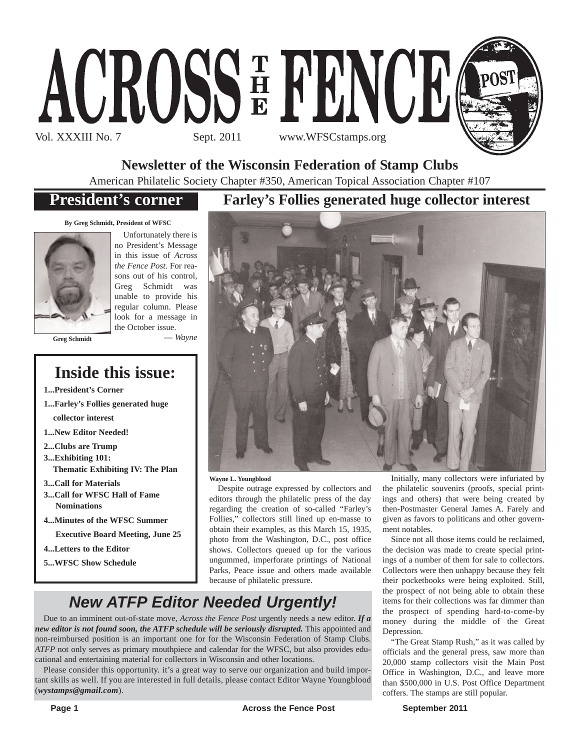# ACROSS THE FENCE POST

Vol. XXXIII No. 7 Sept. 2011 www.WFSCstamps.org

**Newsletter of the Wisconsin Federation of Stamp Clubs**

American Philatelic Society Chapter #350, American Topical Association Chapter #107

## President's corner

**By Greg Schmidt, President of WFSC**

**Greg Schmidt**

Unfortunately there is no President's Message in this issue of *Across the Fence Post*. For reasons out of his control, Greg Schmidt was unable to provide his regular column. Please look for a message in the October issue.

— *Wayne*

## Inside this issue:

- **1...President's Corner**
- **1...Farley's Follies generated huge collector interest**
- **1...New Editor Needed!**
- **2...Clubs are Trump**
- **3...Exhibiting 101: Thematic Exhibiting IV: The Plan**
- **3...Call for Materials**
- **3...Call for WFSC Hall of Fame Nominations**
- **4...Minutes of the WFSC Summer Executive Board Meeting, June 25**
- **4...Letters to the Editor**
- **5...WFSC Show Schedule**

## Farley's Follies generated huge collector interest

**Wayne L. Youngblood**

Despite outrage expressed by collectors and editors through the philatelic press of the day regarding the creation of so-called "Farley's Follies," collectors still lined up en-masse to obtain their examples, as this March 15, 1935, photo from the Washington, D.C., post office shows. Collectors queued up for the various ungummed, imperforate printings of National Parks, Peace issue and others made available because of philatelic pressure.

Initially, many collectors were infuriated by the philatelic souvenirs (proofs, special printings and others) that were being created by then-Postmaster General James A. Farely and given as favors to politicans and other government notables.

Since not all those items could be reclaimed, the decision was made to create special printings of a number of them for sale to collectors. Collectors were then unhappy because they felt their pocketbooks were being exploited. Still, the prospect of not being able to obtain these items for their collections was far dimmer than the prospect of spending hard-to-come-by money during the middle of the Great Depression.

"The Great Stamp Rush," as it was called by officials and the general press, saw more than 20,000 stamp collectors visit the Main Post Office in Washington, D.C., and leave more than $500,000 in U.S. Post Office Department coffers. The stamps are still popular.

## *New ATFP Editor Needed Urgently!*

Due to an imminent out-of-state move, *Across the Fence Post* urgently needs a new editor. ***If a new editor is not found soon, the ATFP schedule will be seriously disrupted.*** This appointed and non-reimbursed position is an important one for for the Wisconsin Federation of Stamp Clubs. *ATFP* not only serves as primary mouthpiece and calendar for the WFSC, but also provides educational and entertaining material for collectors in Wisconsin and other locations.

Please consider this opportunity. it's a great way to serve our organization and build important skills as well. If you are interested in full details, please contact Editor Wayne Youngblood (***wystamps@gmail.com***).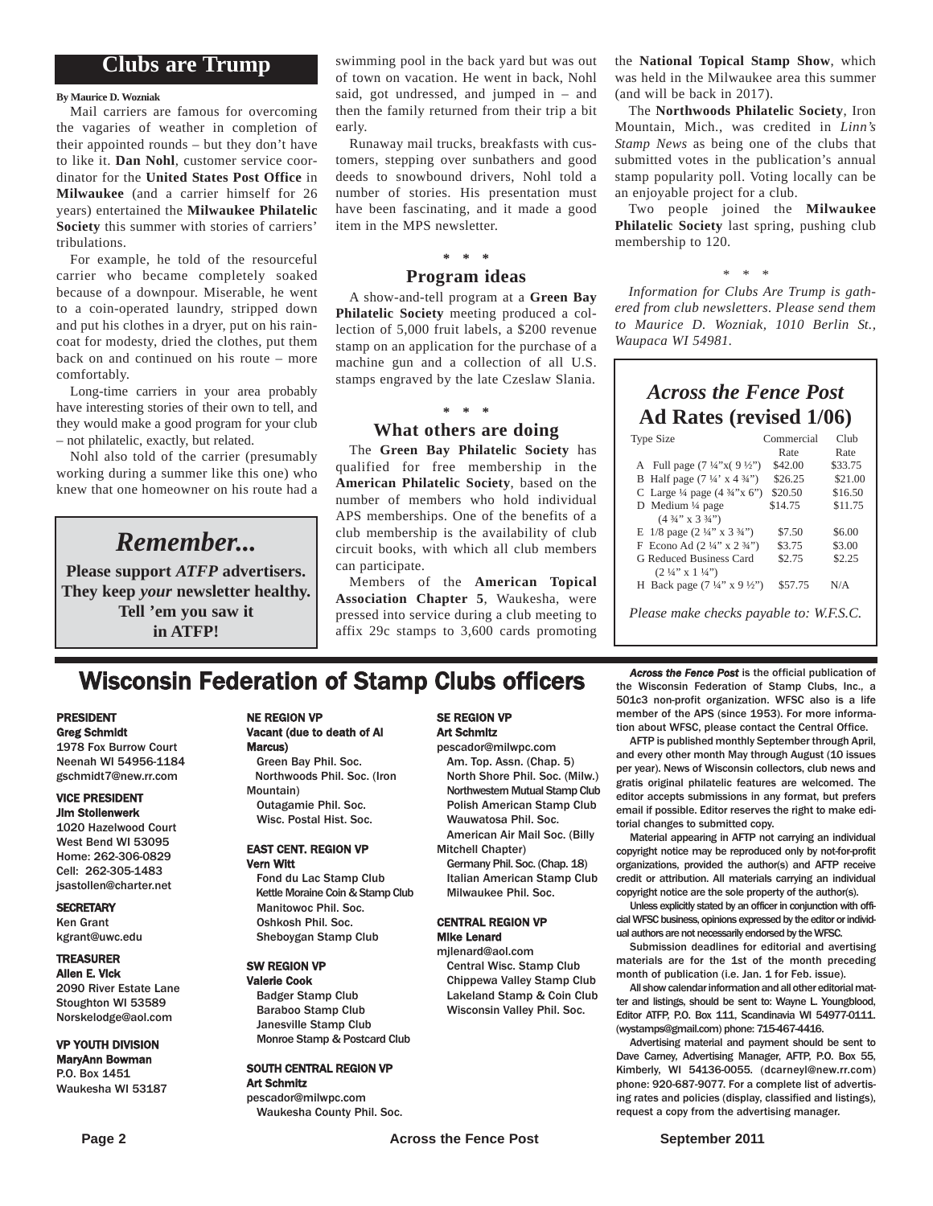## Clubs are Trump

**By Maurice D. Wozniak**

Mail carriers are famous for overcoming the vagaries of weather in completion of their appointed rounds – but they don't have to like it. **Dan Nohl**, customer service coordinator for the **United States Post Office** in **Milwaukee** (and a carrier himself for 26 years) entertained the **Milwaukee Philatelic Society** this summer with stories of carriers' tribulations.

For example, he told of the resourceful carrier who became completely soaked because of a downpour. Miserable, he went to a coin-operated laundry, stripped down and put his clothes in a dryer, put on his raincoat for modesty, dried the clothes, put them back on and continued on his route – more comfortably.

Long-time carriers in your area probably have interesting stories of their own to tell, and they would make a good program for your club – not philatelic, exactly, but related.

Nohl also told of the carrier (presumably working during a summer like this one) who knew that one homeowner on his route had a swimming pool in the back yard but was out of town on vacation. He went in back, Nohl said, got undressed, and jumped in – and then the family returned from their trip a bit early.

Runaway mail trucks, breakfasts with customers, stepping over sunbathers and good deeds to snowbound drivers, Nohl told a number of stories. His presentation must have been fascinating, and it made a good item in the MPS newsletter.

\* \* \*

### Program ideas

A show-and-tell program at a **Green Bay Philatelic Society** meeting produced a collection of 5,000 fruit labels, a $200 revenue stamp on an application for the purchase of a machine gun and a collection of all U.S. stamps engraved by the late Czeslaw Slania.

\* \* \*

### What others are doing

The **Green Bay Philatelic Society** has qualified for free membership in the **American Philatelic Society**, based on the number of members who hold individual APS memberships. One of the benefits of a club membership is the availability of club circuit books, with which all club members can participate.

Members of the **American Topical Association Chapter 5**, Waukesha, were pressed into service during a club meeting to affix 29c stamps to 3,600 cards promoting the **National Topical Stamp Show**, which was held in the Milwaukee area this summer (and will be back in 2017).

The **Northwoods Philatelic Society**, Iron Mountain, Mich., was credited in *Linn's Stamp News* as being one of the clubs that submitted votes in the publication's annual stamp popularity poll. Voting locally can be an enjoyable project for a club.

Two people joined the **Milwaukee Philatelic Society** last spring, pushing club membership to 120.

\* \* \*

*Information for Clubs Are Trump is gathered from club newsletters. Please send them to Maurice D. Wozniak, 1010 Berlin St., Waupaca WI 54981.*

---

## *Remember...*

**Please support *ATFP* advertisers. They keep *your* newsletter healthy. Tell 'em you saw it in ATFP!**

---

## *Across the Fence Post* Ad Rates (revised 1/06)

| Type Size | Commercial Rate | Club Rate |
|---|---|---|
| A Full page (7 ¼"x( 9 ½") | $42.00 | $33.75 |
| B Half page (7 ¼' x 4 ¾") | $26.25 | $21.00 |
| C Large ¼ page (4 ¾"x 6") | $20.50 | $16.50 |
| D Medium ¼ page (4 ¾" x 3 ¾") | $14.75 | $11.75 |
| E 1/8 page (2 ¼" x 3 ¾") | $7.50 | $6.00 |
| F Econo Ad (2 ¼" x 2 ¾") | $3.75 | $3.00 |
| G Reduced Business Card (2 ¼" x 1 ¼") | $2.75 | $2.25 |
| H Back page (7 ¼" x 9 ½") | $57.75 | N/A |

*Please make checks payable to: W.F.S.C.*

---

## Wisconsin Federation of Stamp Clubs officers

**PRESIDENT**
**Greg Schmidt**
1978 Fox Burrow Court
Neenah WI 54956-1184
gschmidt7@new.rr.com

**VICE PRESIDENT**
**Jim Stollenwerk**
1020 Hazelwood Court
West Bend WI 53095
Home: 262-306-0829
Cell: 262-305-1483
jsastollen@charter.net

**SECRETARY**
Ken Grant
kgrant@uwc.edu

**TREASURER**
**Allen E. Vick**
2090 River Estate Lane
Stoughton WI 53589
Norskelodge@aol.com

**VP YOUTH DIVISION**
**MaryAnn Bowman**
P.O. Box 1451
Waukesha WI 53187

**NE REGION VP**
**Vacant (due to death of Al Marcus)**
Green Bay Phil. Soc.
Northwoods Phil. Soc. (Iron Mountain)
Outagamie Phil. Soc.
Wisc. Postal Hist. Soc.

**EAST CENT. REGION VP**
**Vern Witt**
Fond du Lac Stamp Club
Kettle Moraine Coin & Stamp Club
Manitowoc Phil. Soc.
Oshkosh Phil. Soc.
Sheboygan Stamp Club

**SW REGION VP**
**Valerie Cook**
Badger Stamp Club
Baraboo Stamp Club
Janesville Stamp Club
Monroe Stamp & Postcard Club

**SOUTH CENTRAL REGION VP**
**Art Schmitz**
pescador@milwpc.com
Waukesha County Phil. Soc.

**SE REGION VP**
**Art Schmitz**
pescador@milwpc.com
Am. Top. Assn. (Chap. 5)
North Shore Phil. Soc. (Milw.)
Northwestern Mutual Stamp Club
Polish American Stamp Club
Wauwatosa Phil. Soc.
American Air Mail Soc. (Billy Mitchell Chapter)
Germany Phil. Soc. (Chap. 18)
Italian American Stamp Club
Milwaukee Phil. Soc.

**CENTRAL REGION VP**
**Mike Lenard**
mjlenard@aol.com
Central Wisc. Stamp Club
Chippewa Valley Stamp Club
Lakeland Stamp & Coin Club
Wisconsin Valley Phil. Soc.

---

***Across the Fence Post*** is the official publication of the Wisconsin Federation of Stamp Clubs, Inc., a 501c3 non-profit organization. WFSC also is a life member of the APS (since 1953). For more information about WFSC, please contact the Central Office.

AFTP is published monthly September through April, and every other month May through August (10 issues per year). News of Wisconsin collectors, club news and gratis original philatelic features are welcomed. The editor accepts submissions in any format, but prefers email if possible. Editor reserves the right to make editorial changes to submitted copy.

Material appearing in AFTP not carrying an individual copyright notice may be reproduced only by not-for-profit organizations, provided the author(s) and AFTP receive credit or attribution. All materials carrying an individual copyright notice are the sole property of the author(s).

Unless explicitly stated by an officer in conjunction with official WFSC business, opinions expressed by the editor or individual authors are not necessarily endorsed by the WFSC.

Submission deadlines for editorial and avertising materials are for the 1st of the month preceding month of publication (i.e. Jan. 1 for Feb. issue).

All show calendar information and all other editorial matter and listings, should be sent to: Wayne L. Youngblood, Editor ATFP, P.O. Box 111, Scandinavia WI 54977-0111. (wystamps@gmail.com) phone: 715-467-4416.

Advertising material and payment should be sent to Dave Carney, Advertising Manager, AFTP, P.O. Box 55, Kimberly, WI 54136-0055. (dcarneyl@new.rr.com) phone: 920-687-9077. For a complete list of advertising rates and policies (display, classified and listings), request a copy from the advertising manager.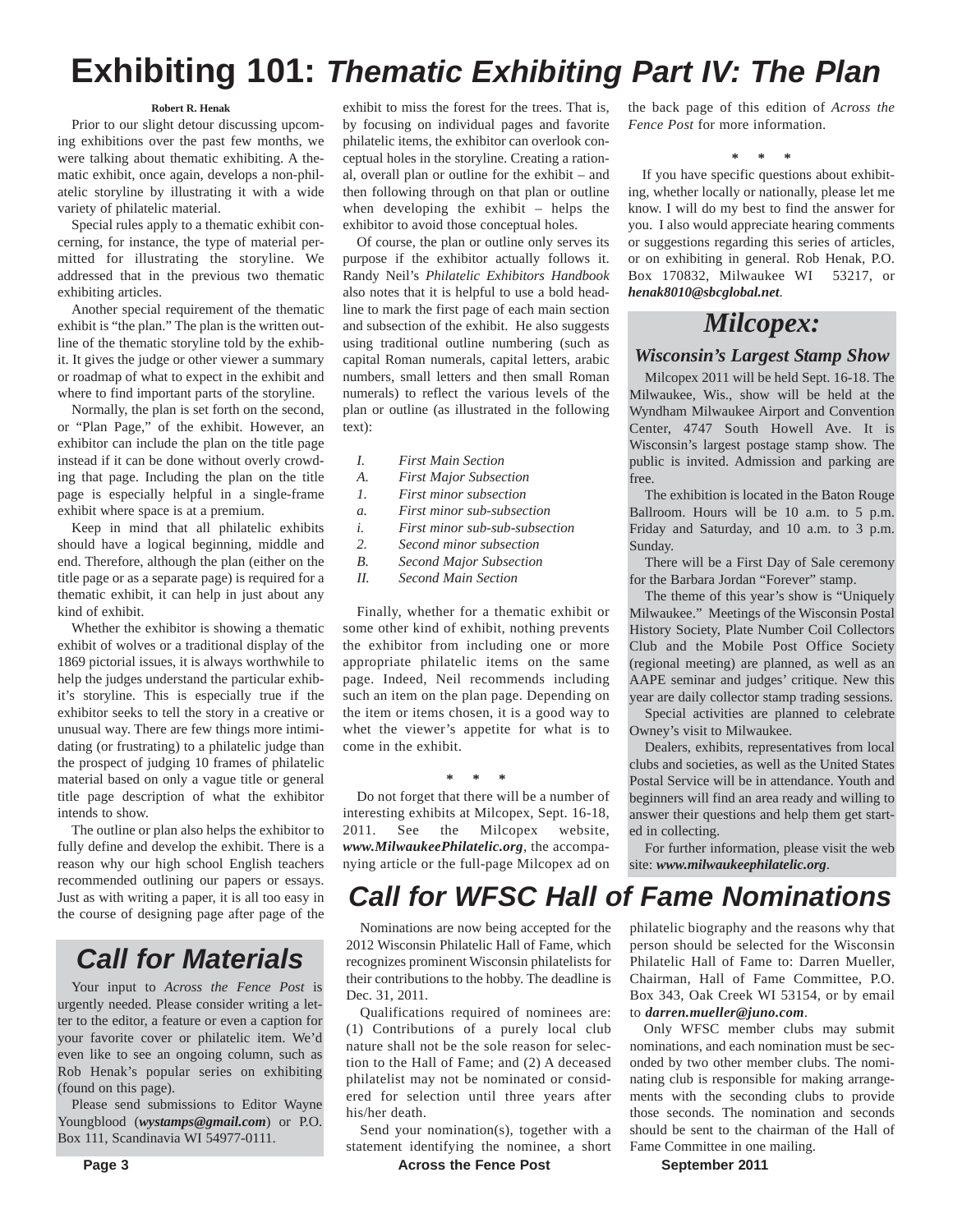# Exhibiting 101: *Thematic Exhibiting Part IV: The Plan*

**Robert R. Henak**

Prior to our slight detour discussing upcoming exhibitions over the past few months, we were talking about thematic exhibiting. A thematic exhibit, once again, develops a non-philatelic storyline by illustrating it with a wide variety of philatelic material.

Special rules apply to a thematic exhibit concerning, for instance, the type of material permitted for illustrating the storyline. We addressed that in the previous two thematic exhibiting articles.

Another special requirement of the thematic exhibit is "the plan." The plan is the written outline of the thematic storyline told by the exhibit. It gives the judge or other viewer a summary or roadmap of what to expect in the exhibit and where to find important parts of the storyline.

Normally, the plan is set forth on the second, or "Plan Page," of the exhibit. However, an exhibitor can include the plan on the title page instead if it can be done without overly crowding that page. Including the plan on the title page is especially helpful in a single-frame exhibit where space is at a premium.

Keep in mind that all philatelic exhibits should have a logical beginning, middle and end. Therefore, although the plan (either on the title page or as a separate page) is required for a thematic exhibit, it can help in just about any kind of exhibit.

Whether the exhibitor is showing a thematic exhibit of wolves or a traditional display of the 1869 pictorial issues, it is always worthwhile to help the judges understand the particular exhibit's storyline. This is especially true if the exhibitor seeks to tell the story in a creative or unusual way. There are few things more intimidating (or frustrating) to a philatelic judge than the prospect of judging 10 frames of philatelic material based on only a vague title or general title page description of what the exhibitor intends to show.

The outline or plan also helps the exhibitor to fully define and develop the exhibit. There is a reason why our high school English teachers recommended outlining our papers or essays. Just as with writing a paper, it is all too easy in the course of designing page after page of the exhibit to miss the forest for the trees. That is, by focusing on individual pages and favorite philatelic items, the exhibitor can overlook conceptual holes in the storyline. Creating a rational, overall plan or outline for the exhibit – and then following through on that plan or outline when developing the exhibit – helps the exhibitor to avoid those conceptual holes.

Of course, the plan or outline only serves its purpose if the exhibitor actually follows it. Randy Neil's *Philatelic Exhibitors Handbook* also notes that it is helpful to use a bold headline to mark the first page of each main section and subsection of the exhibit. He also suggests using traditional outline numbering (such as capital Roman numerals, capital letters, arabic numbers, small letters and then small Roman numerals) to reflect the various levels of the plan or outline (as illustrated in the following text):

*I. First Main Section*
*A. First Major Subsection*
*1. First minor subsection*
*a. First minor sub-subsection*
*i. First minor sub-sub-subsection*
*2. Second minor subsection*
*B. Second Major Subsection*
*II. Second Main Section*

Finally, whether for a thematic exhibit or some other kind of exhibit, nothing prevents the exhibitor from including one or more appropriate philatelic items on the same page. Indeed, Neil recommends including such an item on the plan page. Depending on the item or items chosen, it is a good way to whet the viewer's appetite for what is to come in the exhibit.

\* \* \*

Do not forget that there will be a number of interesting exhibits at Milcopex, Sept. 16-18, 2011. See the Milcopex website, ***www.MilwaukeePhilatelic.org***, the accompanying article or the full-page Milcopex ad on the back page of this edition of *Across the Fence Post* for more information.

\* \* \*

If you have specific questions about exhibiting, whether locally or nationally, please let me know. I will do my best to find the answer for you. I also would appreciate hearing comments or suggestions regarding this series of articles, or on exhibiting in general. Rob Henak, P.O. Box 170832, Milwaukee WI 53217, or ***henak8010@sbcglobal.net***.

# *Milcopex:*

## *Wisconsin's Largest Stamp Show*

Milcopex 2011 will be held Sept. 16-18. The Milwaukee, Wis., show will be held at the Wyndham Milwaukee Airport and Convention Center, 4747 South Howell Ave. It is Wisconsin's largest postage stamp show. The public is invited. Admission and parking are free.

The exhibition is located in the Baton Rouge Ballroom. Hours will be 10 a.m. to 5 p.m. Friday and Saturday, and 10 a.m. to 3 p.m. Sunday.

There will be a First Day of Sale ceremony for the Barbara Jordan "Forever" stamp.

The theme of this year's show is "Uniquely Milwaukee." Meetings of the Wisconsin Postal History Society, Plate Number Coil Collectors Club and the Mobile Post Office Society (regional meeting) are planned, as well as an AAPE seminar and judges' critique. New this year are daily collector stamp trading sessions.

Special activities are planned to celebrate Owney's visit to Milwaukee.

Dealers, exhibits, representatives from local clubs and societies, as well as the United States Postal Service will be in attendance. Youth and beginners will find an area ready and willing to answer their questions and help them get started in collecting.

For further information, please visit the web site: ***www.milwaukeephilatelic.org***.

# *Call for Materials*

Your input to *Across the Fence Post* is urgently needed. Please consider writing a letter to the editor, a feature or even a caption for your favorite cover or philatelic item. We'd even like to see an ongoing column, such as Rob Henak's popular series on exhibiting (found on this page).

Please send submissions to Editor Wayne Youngblood (***wystamps@gmail.com***) or P.O. Box 111, Scandinavia WI 54977-0111.

# *Call for WFSC Hall of Fame Nominations*

Nominations are now being accepted for the 2012 Wisconsin Philatelic Hall of Fame, which recognizes prominent Wisconsin philatelists for their contributions to the hobby. The deadline is Dec. 31, 2011.

Qualifications required of nominees are: (1) Contributions of a purely local club nature shall not be the sole reason for selection to the Hall of Fame; and (2) A deceased philatelist may not be nominated or considered for selection until three years after his/her death.

Send your nomination(s), together with a statement identifying the nominee, a short philatelic biography and the reasons why that person should be selected for the Wisconsin Philatelic Hall of Fame to: Darren Mueller, Chairman, Hall of Fame Committee, P.O. Box 343, Oak Creek WI 53154, or by email to ***darren.mueller@juno.com***.

Only WFSC member clubs may submit nominations, and each nomination must be seconded by two other member clubs. The nominating club is responsible for making arrangements with the seconding clubs to provide those seconds. The nomination and seconds should be sent to the chairman of the Hall of Fame Committee in one mailing.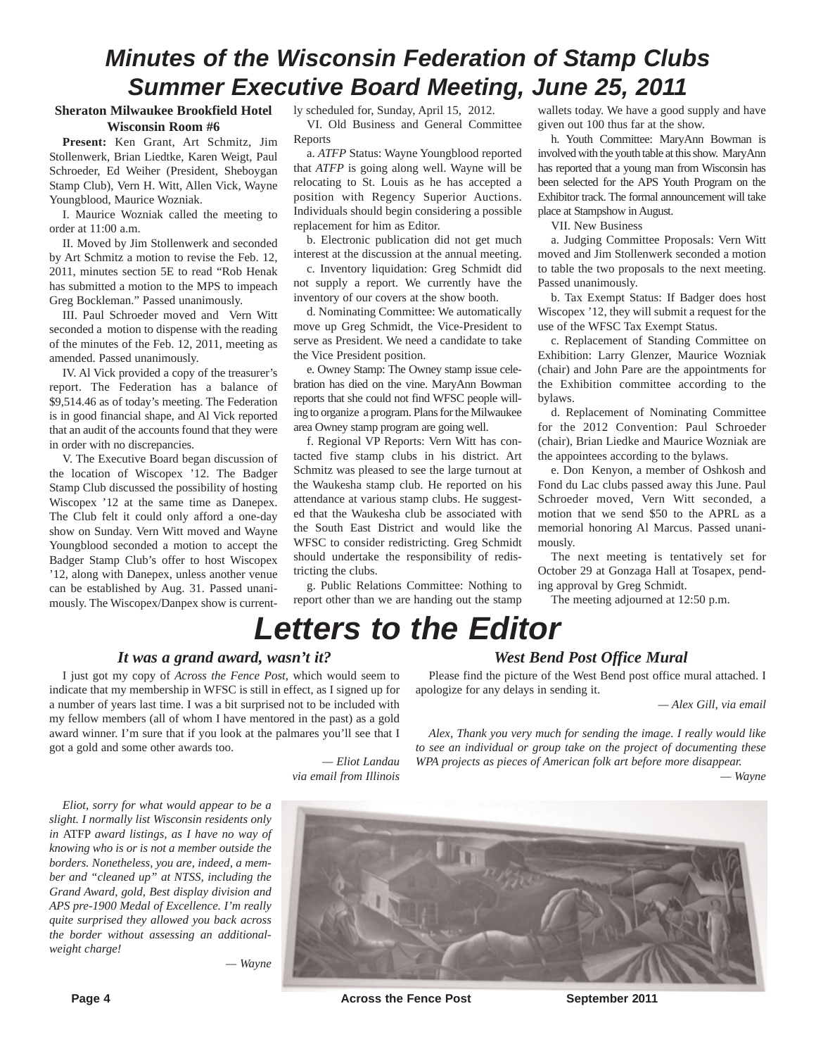# Minutes of the Wisconsin Federation of Stamp Clubs Summer Executive Board Meeting, June 25, 2011

**Sheraton Milwaukee Brookfield Hotel Wisconsin Room #6**

**Present:** Ken Grant, Art Schmitz, Jim Stollenwerk, Brian Liedtke, Karen Weigt, Paul Schroeder, Ed Weiher (President, Sheboygan Stamp Club), Vern H. Witt, Allen Vick, Wayne Youngblood, Maurice Wozniak.

I. Maurice Wozniak called the meeting to order at 11:00 a.m.

II. Moved by Jim Stollenwerk and seconded by Art Schmitz a motion to revise the Feb. 12, 2011, minutes section 5E to read "Rob Henak has submitted a motion to the MPS to impeach Greg Bockleman." Passed unanimously.

III. Paul Schroeder moved and Vern Witt seconded a motion to dispense with the reading of the minutes of the Feb. 12, 2011, meeting as amended. Passed unanimously.

IV. Al Vick provided a copy of the treasurer's report. The Federation has a balance of $9,514.46 as of today's meeting. The Federation is in good financial shape, and Al Vick reported that an audit of the accounts found that they were in order with no discrepancies.

V. The Executive Board began discussion of the location of Wiscopex '12. The Badger Stamp Club discussed the possibility of hosting Wiscopex '12 at the same time as Danepex. The Club felt it could only afford a one-day show on Sunday. Vern Witt moved and Wayne Youngblood seconded a motion to accept the Badger Stamp Club's offer to host Wiscopex '12, along with Danepex, unless another venue can be established by Aug. 31. Passed unanimously. The Wiscopex/Danpex show is currently scheduled for, Sunday, April 15, 2012.

VI. Old Business and General Committee Reports

a. *ATFP* Status: Wayne Youngblood reported that *ATFP* is going along well. Wayne will be relocating to St. Louis as he has accepted a position with Regency Superior Auctions. Individuals should begin considering a possible replacement for him as Editor.

b. Electronic publication did not get much interest at the discussion at the annual meeting.

c. Inventory liquidation: Greg Schmidt did not supply a report. We currently have the inventory of our covers at the show booth.

d. Nominating Committee: We automatically move up Greg Schmidt, the Vice-President to serve as President. We need a candidate to take the Vice President position.

e. Owney Stamp: The Owney stamp issue celebration has died on the vine. MaryAnn Bowman reports that she could not find WFSC people willing to organize a program. Plans for the Milwaukee area Owney stamp program are going well.

f. Regional VP Reports: Vern Witt has contacted five stamp clubs in his district. Art Schmitz was pleased to see the large turnout at the Waukesha stamp club. He reported on his attendance at various stamp clubs. He suggested that the Waukesha club be associated with the South East District and would like the WFSC to consider redistricting. Greg Schmidt should undertake the responsibility of redistricting the clubs.

g. Public Relations Committee: Nothing to report other than we are handing out the stamp wallets today. We have a good supply and have given out 100 thus far at the show.

h. Youth Committee: MaryAnn Bowman is involved with the youth table at this show. MaryAnn has reported that a young man from Wisconsin has been selected for the APS Youth Program on the Exhibitor track. The formal announcement will take place at Stampshow in August.

VII. New Business

a. Judging Committee Proposals: Vern Witt moved and Jim Stollenwerk seconded a motion to table the two proposals to the next meeting. Passed unanimously.

b. Tax Exempt Status: If Badger does host Wiscopex '12, they will submit a request for the use of the WFSC Tax Exempt Status.

c. Replacement of Standing Committee on Exhibition: Larry Glenzer, Maurice Wozniak (chair) and John Pare are the appointments for the Exhibition committee according to the bylaws.

d. Replacement of Nominating Committee for the 2012 Convention: Paul Schroeder (chair), Brian Liedke and Maurice Wozniak are the appointees according to the bylaws.

e. Don Kenyon, a member of Oshkosh and Fond du Lac clubs passed away this June. Paul Schroeder moved, Vern Witt seconded, a motion that we send $50 to the APRL as a memorial honoring Al Marcus. Passed unanimously.

The next meeting is tentatively set for October 29 at Gonzaga Hall at Tosapex, pending approval by Greg Schmidt.

The meeting adjourned at 12:50 p.m.

# Letters to the Editor

### *It was a grand award, wasn't it?*

I just got my copy of *Across the Fence Post*, which would seem to indicate that my membership in WFSC is still in effect, as I signed up for a number of years last time. I was a bit surprised not to be included with my fellow members (all of whom I have mentored in the past) as a gold award winner. I'm sure that if you look at the palmares you'll see that I got a gold and some other awards too.

*— Eliot Landau via email from Illinois*

*Eliot, sorry for what would appear to be a slight. I normally list Wisconsin residents only in* ATFP *award listings, as I have no way of knowing who is or is not a member outside the borders. Nonetheless, you are, indeed, a member and "cleaned up" at NTSS, including the Grand Award, gold, Best display division and APS pre-1900 Medal of Excellence. I'm really quite surprised they allowed you back across the border without assessing an additional-weight charge!*

*— Wayne*

### *West Bend Post Office Mural*

Please find the picture of the West Bend post office mural attached. I apologize for any delays in sending it.

*— Alex Gill, via email*

*Alex, Thank you very much for sending the image. I really would like to see an individual or group take on the project of documenting these WPA projects as pieces of American folk art before more disappear.*

*— Wayne*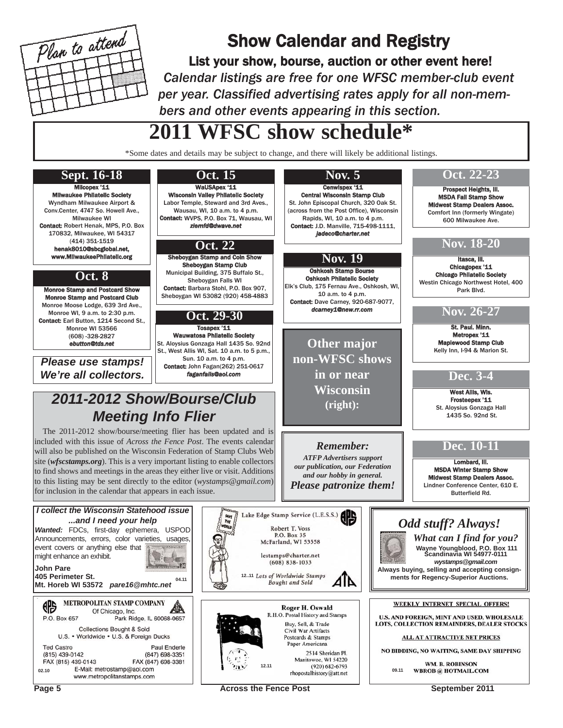Plan to attend

# Show Calendar and Registry

**List your show, bourse, auction or other event here!**

*Calendar listings are free for one WFSC member-club event per year. Classified advertising rates apply for all non-members and other events appearing in this section.*

## 2011 WFSC show schedule*

*Some dates and details may be subject to change, and there will likely be additional listings.

### Sept. 16-18

**Milcopex '11**
**Milwaukee Philatelic Society**
Wyndham Milwaukee Airport & Conv.Center, 4747 So. Howell Ave., Milwaukee WI
**Contact:** Robert Henak, MPS, P.O. Box 170832, Milwaukee, WI 54317
(414) 351-1519
**henak8010@sbcglobal.net, www.MilwaukeePhilatelic.org**

### Oct. 8

**Monroe Stamp and Postcard Show**
**Monroe Stamp and Postcard Club**
Monroe Moose Lodge, 639 3rd Ave., Monroe WI, 9 a.m. to 2:30 p.m.
**Contact:** Earl Button, 1214 Second St., Monroe WI 53566
(608) -328-2827
*ebutton@tds.net*

***Please use stamps! We're all collectors.***

### Oct. 15

**WaUSApex '11**
**Wisconsin Valley Philatelic Society**
Labor Temple, Steward and 3rd Aves., Wausau, WI, 10 a.m. to 4 p.m.
**Contact:** WVPS, P.O. Box 71, Wausau, WI
*ziemfd@dwave.net*

### Oct. 22

**Sheboygan Stamp and Coin Show**
**Sheboygan Stamp Club**
Municipal Building, 375 Buffalo St., Sheboygan Falls WI
**Contact:** Barbara Stohl, P.O. Box 907, Sheboygan WI 53082 (920) 458-4883

### Oct. 29-30

**Tosapex '11**
**Wauwatosa Philatelic Society**
St. Aloysius Gonzaga Hall 1435 So. 92nd St., West Allis WI, Sat. 10 a.m. to 5 p.m., Sun. 10 a.m. to 4 p.m.
**Contact:** John Fagan(262) 251-0617
*faganfalls@aol.com*

### Nov. 5

**Cenwispex '11**
**Central Wisconsin Stamp Club**
St. John Episcopal Church, 320 Oak St. (across from the Post Office), Wisconsin Rapids, WI, 10 a.m. to 4 p.m.
**Contact:** J.D. Manville, 715-498-1111,
*jadeco@charter.net*

### Nov. 19

**Oshkosh Stamp Bourse**
**Oshkosh Philatelic Society**
Elk's Club, 175 Fernau Ave., Oshkosh, WI, 10 a.m. to 4 p.m.
**Contact:** Dave Carney, 920-687-9077,
*dcarney1@new.rr.com*

**Other major non-WFSC shows in or near Wisconsin (right):**

### Oct. 22-23

**Prospect Heights, Ill.**
**MSDA Fall Stamp Show**
**Midwest Stamp Dealers Assoc.**
Comfort Inn (formerly Wingate)
600 Milwaukee Ave.

### Nov. 18-20

**Itasca, Ill.**
**Chicagopex '11**
**Chicago Philatelic Society**
Westin Chicago Northwest Hotel, 400 Park Blvd.

### Nov. 26-27

**St. Paul. Minn.**
**Metropex '11**
**Maplewood Stamp Club**
Kelly Inn, I-94 & Marion St.

### Dec. 3-4

**West Allis, Wis.**
**Frosteepex '11**
St. Aloysius Gonzaga Hall
1435 So. 92nd St.

### Dec. 10-11

**Lombard, Ill.**
**MSDA Winter Stamp Show**
**Midwest Stamp Dealers Assoc.**
Lindner Conference Center, 610 E. Butterfield Rd.

## *2011-2012 Show/Bourse/Club Meeting Info Flier*

The 2011-2012 show/bourse/meeting flier has been updated and is included with this issue of *Across the Fence Post*. The events calendar will also be published on the Wisconsin Federation of Stamp Clubs Web site (***wfscstamps.org***). This is a very important listing to enable collectors to find shows and meetings in the areas they either live or visit. Additions to this listing may be sent directly to the editor (*wystamps@gmail.com*) for inclusion in the calendar that appears in each issue.

***Remember:***
***ATFP Advertisers support our publication, our Federation and our hobby in general.***
***Please patronize them!***

---

***I collect the Wisconsin Statehood issue ...and I need your help***
***Wanted:*** FDCs, first-day ephemera, USPOD Announcements, errors, color varieties, usages, event covers or anything else that might enhance an exhibit.
**John Pare**
**405 Perimeter St.**
**Mt. Horeb WI 53572** ***pare16@mhtc.net***
04.11

---

Lake Edge Stamp Service (L.E.S.S.)
Robert T. Voss
P.O. Box 35
McFarland, WI 53558
lestamps@charter.net
(608) 838-1033
12..11 *Lots of Worldwide Stamps Bought and Sold*

---

***Odd stuff? Always!***
***What can I find for you?***
**Wayne Youngblood, P.O. Box 111 Scandinavia WI 54977-0111**
***wystamps@gmail.com***
**Always buying, selling and accepting consignments for Regency-Superior Auctions.**

---

METROPOLITAN STAMP COMPANY
Of Chicago, Inc.
P.O. Box 657 Park Ridge, IL 60068-0657
Collections Bought & Sold
U.S. • Worldwide • U.S. & Foreign Ducks
Ted Castro (815) 439-0142 FAX (815) 439-0143
Paul Enderle (847) 698-3351 FAX (847) 698-3381
E-Mail: metrostamp@aol.com
www.metropolitanstamps.com
02.10

---

Roger H. Oswald
R.H.O. Postal History and Stamps
Buy, Sell, & Trade
Civil War Artifacts
Postcards & Stamps
Paper Americana
2514 Sheridan Pl.
Manitowoc, WI 54220
(920) 682-6793
rhopostalhistory@att.net
12.11

---

WEEKLY INTERNET SPECIAL OFFERS!
U.S. AND FOREIGN, MINT AND USED, WHOLESALE LOTS, COLLECTION REMAINDERS, DEALER STOCKS
ALL AT ATTRACTIVE NET PRICES
NO BIDDING, NO WAITING, SAME DAY SHIPPING
WM. B. ROBINSON
WBROB @ HOTMAIL.COM
09.11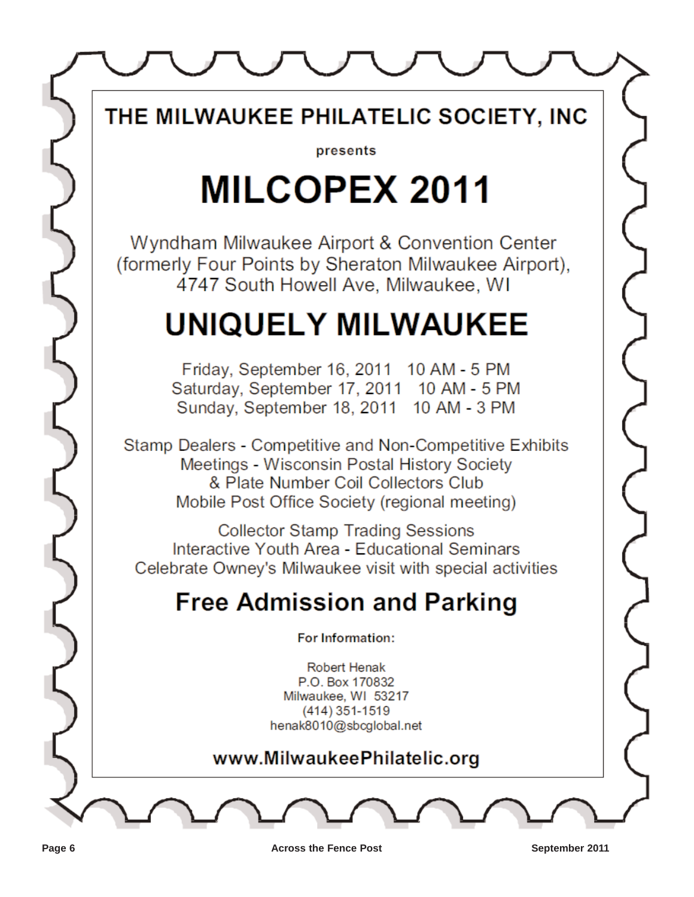# THE MILWAUKEE PHILATELIC SOCIETY, INC

**presents**

# MILCOPEX 2011

Wyndham Milwaukee Airport & Convention Center (formerly Four Points by Sheraton Milwaukee Airport), 4747 South Howell Ave, Milwaukee, WI

# UNIQUELY MILWAUKEE

Friday, September 16, 2011 10 AM - 5 PM
Saturday, September 17, 2011 10 AM - 5 PM
Sunday, September 18, 2011 10 AM - 3 PM

Stamp Dealers - Competitive and Non-Competitive Exhibits
Meetings - Wisconsin Postal History Society
& Plate Number Coil Collectors Club
Mobile Post Office Society (regional meeting)

Collector Stamp Trading Sessions
Interactive Youth Area - Educational Seminars
Celebrate Owney's Milwaukee visit with special activities

## Free Admission and Parking

**For Information:**

Robert Henak
P.O. Box 170832
Milwaukee, WI 53217
(414) 351-1519
henak8010@sbcglobal.net

**www.MilwaukeePhilatelic.org**